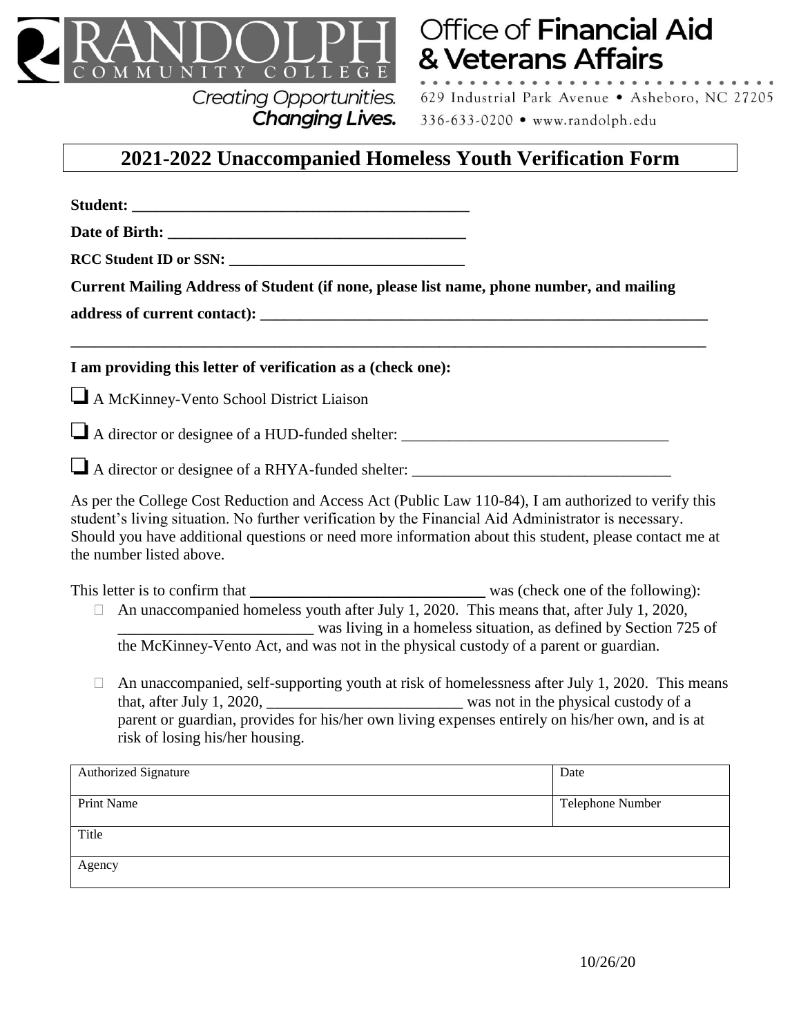Randolph Community College

*Creating Opportunities. **Changing Lives.***

# Office of **Financial Aid & Veterans Affairs**

629 Industrial Park Avenue • Asheboro, NC 27205
336-633-0200 • www.randolph.edu

## 2021-2022 Unaccompanied Homeless Youth Verification Form

**Student: ___________________________________________**

**Date of Birth: ______________________________________**

**RCC Student ID or SSN:** _______________________________

**Current Mailing Address of Student (if none, please list name, phone number, and mailing address of current contact): ___________________________________________________________**

**_______________________________________________________________________________**

**I am providing this letter of verification as a (check one):**

☐ A McKinney-Vento School District Liaison

☐ A director or designee of a HUD-funded shelter: __________________________________

☐ A director or designee of a RHYA-funded shelter: _________________________________

As per the College Cost Reduction and Access Act (Public Law 110-84), I am authorized to verify this student's living situation. No further verification by the Financial Aid Administrator is necessary. Should you have additional questions or need more information about this student, please contact me at the number listed above.

This letter is to confirm that **_____________________________** was (check one of the following):

- ☐ An unaccompanied homeless youth after July 1, 2020. This means that, after July 1, 2020, _________________________ was living in a homeless situation, as defined by Section 725 of the McKinney-Vento Act, and was not in the physical custody of a parent or guardian.

- ☐ An unaccompanied, self-supporting youth at risk of homelessness after July 1, 2020. This means that, after July 1, 2020, _________________________ was not in the physical custody of a parent or guardian, provides for his/her own living expenses entirely on his/her own, and is at risk of losing his/her housing.

| Authorized Signature | Date |
|---|---|
| Print Name | Telephone Number |
| Title | |
| Agency | |

10/26/20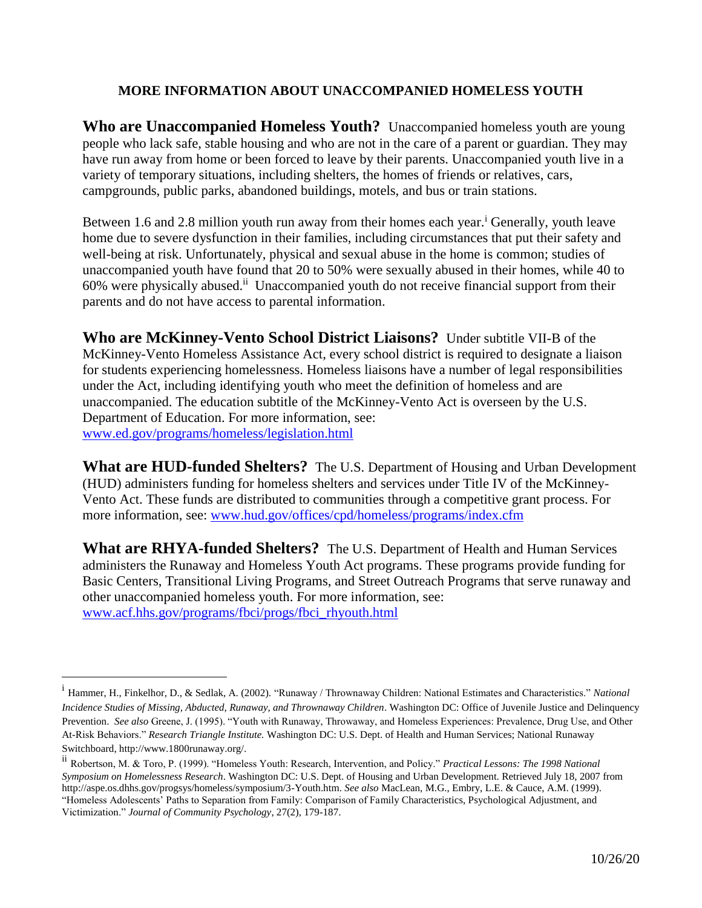## MORE INFORMATION ABOUT UNACCOMPANIED HOMELESS YOUTH

**Who are Unaccompanied Homeless Youth?** Unaccompanied homeless youth are young people who lack safe, stable housing and who are not in the care of a parent or guardian. They may have run away from home or been forced to leave by their parents. Unaccompanied youth live in a variety of temporary situations, including shelters, the homes of friends or relatives, cars, campgrounds, public parks, abandoned buildings, motels, and bus or train stations.

Between 1.6 and 2.8 million youth run away from their homes each year.[i] Generally, youth leave home due to severe dysfunction in their families, including circumstances that put their safety and well-being at risk. Unfortunately, physical and sexual abuse in the home is common; studies of unaccompanied youth have found that 20 to 50% were sexually abused in their homes, while 40 to 60% were physically abused.[ii] Unaccompanied youth do not receive financial support from their parents and do not have access to parental information.

**Who are McKinney-Vento School District Liaisons?** Under subtitle VII-B of the McKinney-Vento Homeless Assistance Act, every school district is required to designate a liaison for students experiencing homelessness. Homeless liaisons have a number of legal responsibilities under the Act, including identifying youth who meet the definition of homeless and are unaccompanied. The education subtitle of the McKinney-Vento Act is overseen by the U.S. Department of Education. For more information, see: [www.ed.gov/programs/homeless/legislation.html](www.ed.gov/programs/homeless/legislation.html)

**What are HUD-funded Shelters?** The U.S. Department of Housing and Urban Development (HUD) administers funding for homeless shelters and services under Title IV of the McKinney-Vento Act. These funds are distributed to communities through a competitive grant process. For more information, see: [www.hud.gov/offices/cpd/homeless/programs/index.cfm](www.hud.gov/offices/cpd/homeless/programs/index.cfm)

**What are RHYA-funded Shelters?** The U.S. Department of Health and Human Services administers the Runaway and Homeless Youth Act programs. These programs provide funding for Basic Centers, Transitional Living Programs, and Street Outreach Programs that serve runaway and other unaccompanied homeless youth. For more information, see: [www.acf.hhs.gov/programs/fbci/progs/fbci_rhyouth.html](www.acf.hhs.gov/programs/fbci/progs/fbci_rhyouth.html)

---

[i] Hammer, H., Finkelhor, D., & Sedlak, A. (2002). "Runaway / Thrownaway Children: National Estimates and Characteristics." *National Incidence Studies of Missing, Abducted, Runaway, and Thrownaway Children*. Washington DC: Office of Juvenile Justice and Delinquency Prevention. *See also* Greene, J. (1995). "Youth with Runaway, Throwaway, and Homeless Experiences: Prevalence, Drug Use, and Other At-Risk Behaviors." *Research Triangle Institute.* Washington DC: U.S. Dept. of Health and Human Services; National Runaway Switchboard, http://www.1800runaway.org/.

[ii] Robertson, M. & Toro, P. (1999). "Homeless Youth: Research, Intervention, and Policy." *Practical Lessons: The 1998 National Symposium on Homelessness Research*. Washington DC: U.S. Dept. of Housing and Urban Development. Retrieved July 18, 2007 from http://aspe.os.dhhs.gov/progsys/homeless/symposium/3-Youth.htm. *See also* MacLean, M.G., Embry, L.E. & Cauce, A.M. (1999). "Homeless Adolescents' Paths to Separation from Family: Comparison of Family Characteristics, Psychological Adjustment, and Victimization." *Journal of Community Psychology*, 27(2), 179-187.

10/26/20